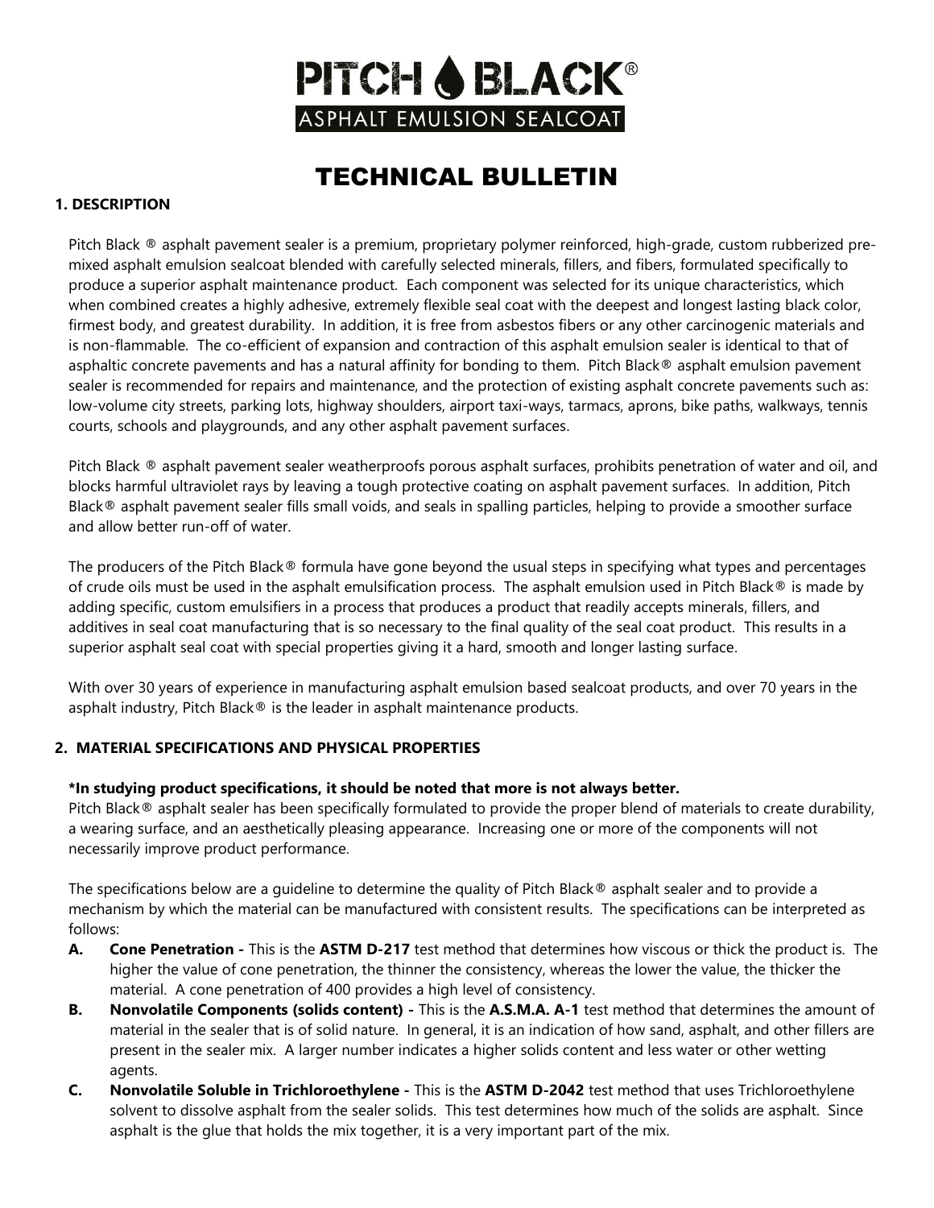# PITCH BLACK®

ASPHALT EMULSION SEALCOAT

# TECHNICAL BULLETIN

## 1. DESCRIPTION

Pitch Black ® asphalt pavement sealer is a premium, proprietary polymer reinforced, high-grade, custom rubberized pre-mixed asphalt emulsion sealcoat blended with carefully selected minerals, fillers, and fibers, formulated specifically to produce a superior asphalt maintenance product. Each component was selected for its unique characteristics, which when combined creates a highly adhesive, extremely flexible seal coat with the deepest and longest lasting black color, firmest body, and greatest durability. In addition, it is free from asbestos fibers or any other carcinogenic materials and is non-flammable. The co-efficient of expansion and contraction of this asphalt emulsion sealer is identical to that of asphaltic concrete pavements and has a natural affinity for bonding to them. Pitch Black® asphalt emulsion pavement sealer is recommended for repairs and maintenance, and the protection of existing asphalt concrete pavements such as: low-volume city streets, parking lots, highway shoulders, airport taxi-ways, tarmacs, aprons, bike paths, walkways, tennis courts, schools and playgrounds, and any other asphalt pavement surfaces.

Pitch Black ® asphalt pavement sealer weatherproofs porous asphalt surfaces, prohibits penetration of water and oil, and blocks harmful ultraviolet rays by leaving a tough protective coating on asphalt pavement surfaces. In addition, Pitch Black® asphalt pavement sealer fills small voids, and seals in spalling particles, helping to provide a smoother surface and allow better run-off of water.

The producers of the Pitch Black® formula have gone beyond the usual steps in specifying what types and percentages of crude oils must be used in the asphalt emulsification process. The asphalt emulsion used in Pitch Black® is made by adding specific, custom emulsifiers in a process that produces a product that readily accepts minerals, fillers, and additives in seal coat manufacturing that is so necessary to the final quality of the seal coat product. This results in a superior asphalt seal coat with special properties giving it a hard, smooth and longer lasting surface.

With over 30 years of experience in manufacturing asphalt emulsion based sealcoat products, and over 70 years in the asphalt industry, Pitch Black® is the leader in asphalt maintenance products.

## 2. MATERIAL SPECIFICATIONS AND PHYSICAL PROPERTIES

**\*In studying product specifications, it should be noted that more is not always better.**
Pitch Black® asphalt sealer has been specifically formulated to provide the proper blend of materials to create durability, a wearing surface, and an aesthetically pleasing appearance. Increasing one or more of the components will not necessarily improve product performance.

The specifications below are a guideline to determine the quality of Pitch Black® asphalt sealer and to provide a mechanism by which the material can be manufactured with consistent results. The specifications can be interpreted as follows:

- **A. Cone Penetration -** This is the **ASTM D-217** test method that determines how viscous or thick the product is. The higher the value of cone penetration, the thinner the consistency, whereas the lower the value, the thicker the material. A cone penetration of 400 provides a high level of consistency.
- **B. Nonvolatile Components (solids content) -** This is the **A.S.M.A. A-1** test method that determines the amount of material in the sealer that is of solid nature. In general, it is an indication of how sand, asphalt, and other fillers are present in the sealer mix. A larger number indicates a higher solids content and less water or other wetting agents.
- **C. Nonvolatile Soluble in Trichloroethylene -** This is the **ASTM D-2042** test method that uses Trichloroethylene solvent to dissolve asphalt from the sealer solids. This test determines how much of the solids are asphalt. Since asphalt is the glue that holds the mix together, it is a very important part of the mix.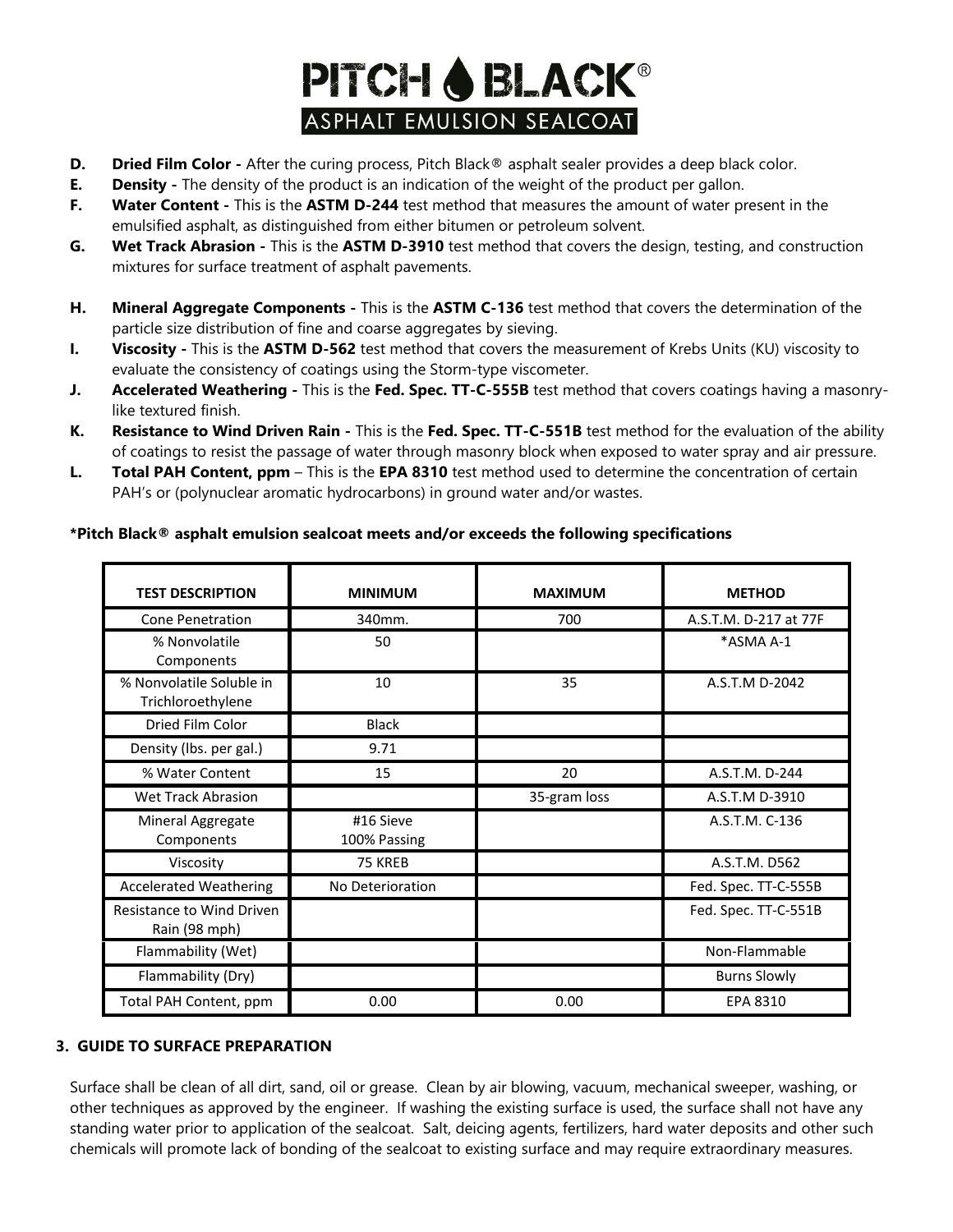# PITCH BLACK®

## ASPHALT EMULSION SEALCOAT

- **D. Dried Film Color -** After the curing process, Pitch Black® asphalt sealer provides a deep black color.
- **E. Density -** The density of the product is an indication of the weight of the product per gallon.
- **F. Water Content -** This is the **ASTM D-244** test method that measures the amount of water present in the emulsified asphalt, as distinguished from either bitumen or petroleum solvent.
- **G. Wet Track Abrasion -** This is the **ASTM D-3910** test method that covers the design, testing, and construction mixtures for surface treatment of asphalt pavements.
- **H. Mineral Aggregate Components -** This is the **ASTM C-136** test method that covers the determination of the particle size distribution of fine and coarse aggregates by sieving.
- **I. Viscosity -** This is the **ASTM D-562** test method that covers the measurement of Krebs Units (KU) viscosity to evaluate the consistency of coatings using the Storm-type viscometer.
- **J. Accelerated Weathering -** This is the **Fed. Spec. TT-C-555B** test method that covers coatings having a masonry-like textured finish.
- **K. Resistance to Wind Driven Rain -** This is the **Fed. Spec. TT-C-551B** test method for the evaluation of the ability of coatings to resist the passage of water through masonry block when exposed to water spray and air pressure.
- **L. Total PAH Content, ppm** – This is the **EPA 8310** test method used to determine the concentration of certain PAH's or (polynuclear aromatic hydrocarbons) in ground water and/or wastes.

**\*Pitch Black® asphalt emulsion sealcoat meets and/or exceeds the following specifications**

| TEST DESCRIPTION | MINIMUM | MAXIMUM | METHOD |
|---|---|---|---|
| Cone Penetration | 340mm. | 700 | A.S.T.M. D-217 at 77F |
| % Nonvolatile Components | 50 | | *ASMA A-1 |
| % Nonvolatile Soluble in Trichloroethylene | 10 | 35 | A.S.T.M D-2042 |
| Dried Film Color | Black | | |
| Density (lbs. per gal.) | 9.71 | | |
| % Water Content | 15 | 20 | A.S.T.M. D-244 |
| Wet Track Abrasion | | 35-gram loss | A.S.T.M D-3910 |
| Mineral Aggregate Components | #16 Sieve 100% Passing | | A.S.T.M. C-136 |
| Viscosity | 75 KREB | | A.S.T.M. D562 |
| Accelerated Weathering | No Deterioration | | Fed. Spec. TT-C-555B |
| Resistance to Wind Driven Rain (98 mph) | | | Fed. Spec. TT-C-551B |
| Flammability (Wet) | | | Non-Flammable |
| Flammability (Dry) | | | Burns Slowly |
| Total PAH Content, ppm | 0.00 | 0.00 | EPA 8310 |

## 3. GUIDE TO SURFACE PREPARATION

Surface shall be clean of all dirt, sand, oil or grease. Clean by air blowing, vacuum, mechanical sweeper, washing, or other techniques as approved by the engineer. If washing the existing surface is used, the surface shall not have any standing water prior to application of the sealcoat. Salt, deicing agents, fertilizers, hard water deposits and other such chemicals will promote lack of bonding of the sealcoat to existing surface and may require extraordinary measures.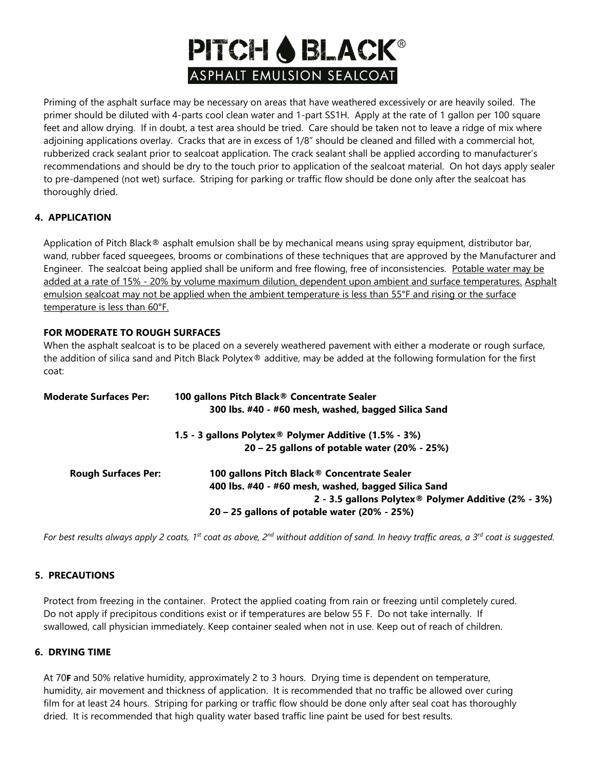# PITCH BLACK®

## ASPHALT EMULSION SEALCOAT

Priming of the asphalt surface may be necessary on areas that have weathered excessively or are heavily soiled. The primer should be diluted with 4-parts cool clean water and 1-part SS1H. Apply at the rate of 1 gallon per 100 square feet and allow drying. If in doubt, a test area should be tried. Care should be taken not to leave a ridge of mix where adjoining applications overlay. Cracks that are in excess of 1/8" should be cleaned and filled with a commercial hot, rubberized crack sealant prior to sealcoat application. The crack sealant shall be applied according to manufacturer's recommendations and should be dry to the touch prior to application of the sealcoat material. On hot days apply sealer to pre-dampened (not wet) surface. Striping for parking or traffic flow should be done only after the sealcoat has thoroughly dried.

### 4. APPLICATION

Application of Pitch Black® asphalt emulsion shall be by mechanical means using spray equipment, distributor bar, wand, rubber faced squeegees, brooms or combinations of these techniques that are approved by the Manufacturer and Engineer. The sealcoat being applied shall be uniform and free flowing, free of inconsistencies. Potable water may be added at a rate of 15% - 20% by volume maximum dilution, dependent upon ambient and surface temperatures. Asphalt emulsion sealcoat may not be applied when the ambient temperature is less than 55°F and rising or the surface temperature is less than 60°F.

**FOR MODERATE TO ROUGH SURFACES**

When the asphalt sealcoat is to be placed on a severely weathered pavement with either a moderate or rough surface, the addition of silica sand and Pitch Black Polytex® additive, may be added at the following formulation for the first coat:

**Moderate Surfaces Per:**
- **100 gallons Pitch Black® Concentrate Sealer**
- **300 lbs. #40 - #60 mesh, washed, bagged Silica Sand**
- **1.5 - 3 gallons Polytex® Polymer Additive (1.5% - 3%)**
- **20 – 25 gallons of potable water (20% - 25%)**

**Rough Surfaces Per:**
- **100 gallons Pitch Black® Concentrate Sealer**
- **400 lbs. #40 - #60 mesh, washed, bagged Silica Sand**
- **2 - 3.5 gallons Polytex® Polymer Additive (2% - 3%)**
- **20 – 25 gallons of potable water (20% - 25%)**

*For best results always apply 2 coats, 1st coat as above, 2nd without addition of sand. In heavy traffic areas, a 3rd coat is suggested.*

### 5. PRECAUTIONS

Protect from freezing in the container. Protect the applied coating from rain or freezing until completely cured. Do not apply if precipitous conditions exist or if temperatures are below 55 F. Do not take internally. If swallowed, call physician immediately. Keep container sealed when not in use. Keep out of reach of children.

### 6. DRYING TIME

At 70**F** and 50% relative humidity, approximately 2 to 3 hours. Drying time is dependent on temperature, humidity, air movement and thickness of application. It is recommended that no traffic be allowed over curing film for at least 24 hours. Striping for parking or traffic flow should be done only after seal coat has thoroughly dried. It is recommended that high quality water based traffic line paint be used for best results.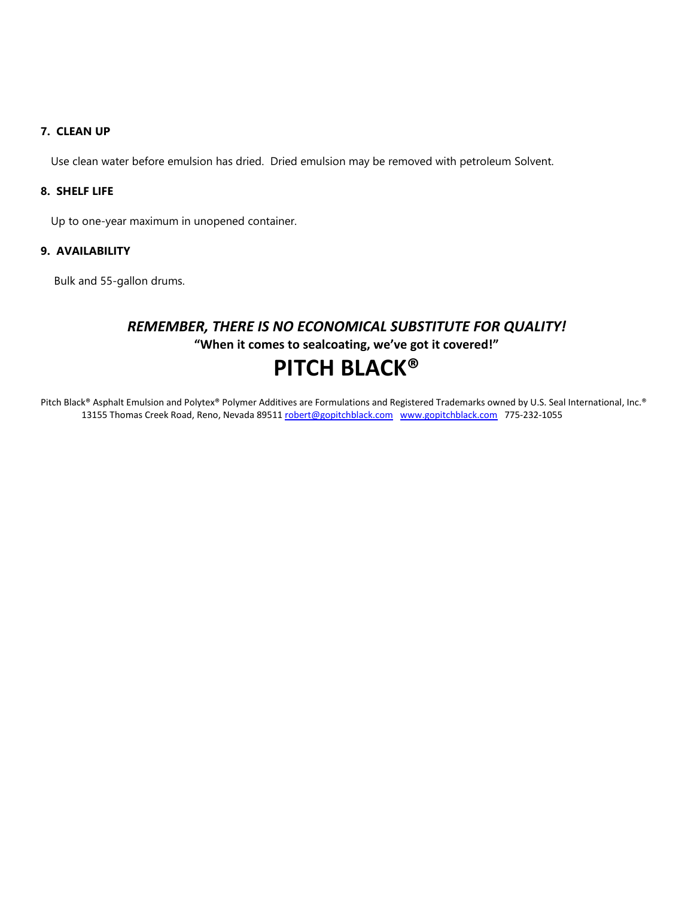## 7. CLEAN UP

Use clean water before emulsion has dried. Dried emulsion may be removed with petroleum Solvent.

## 8. SHELF LIFE

Up to one-year maximum in unopened container.

## 9. AVAILABILITY

Bulk and 55-gallon drums.

***REMEMBER, THERE IS NO ECONOMICAL SUBSTITUTE FOR QUALITY!***

**"When it comes to sealcoating, we've got it covered!"**

# PITCH BLACK®

Pitch Black® Asphalt Emulsion and Polytex® Polymer Additives are Formulations and Registered Trademarks owned by U.S. Seal International, Inc.®
13155 Thomas Creek Road, Reno, Nevada 89511 robert@gopitchblack.com www.gopitchblack.com 775-232-1055